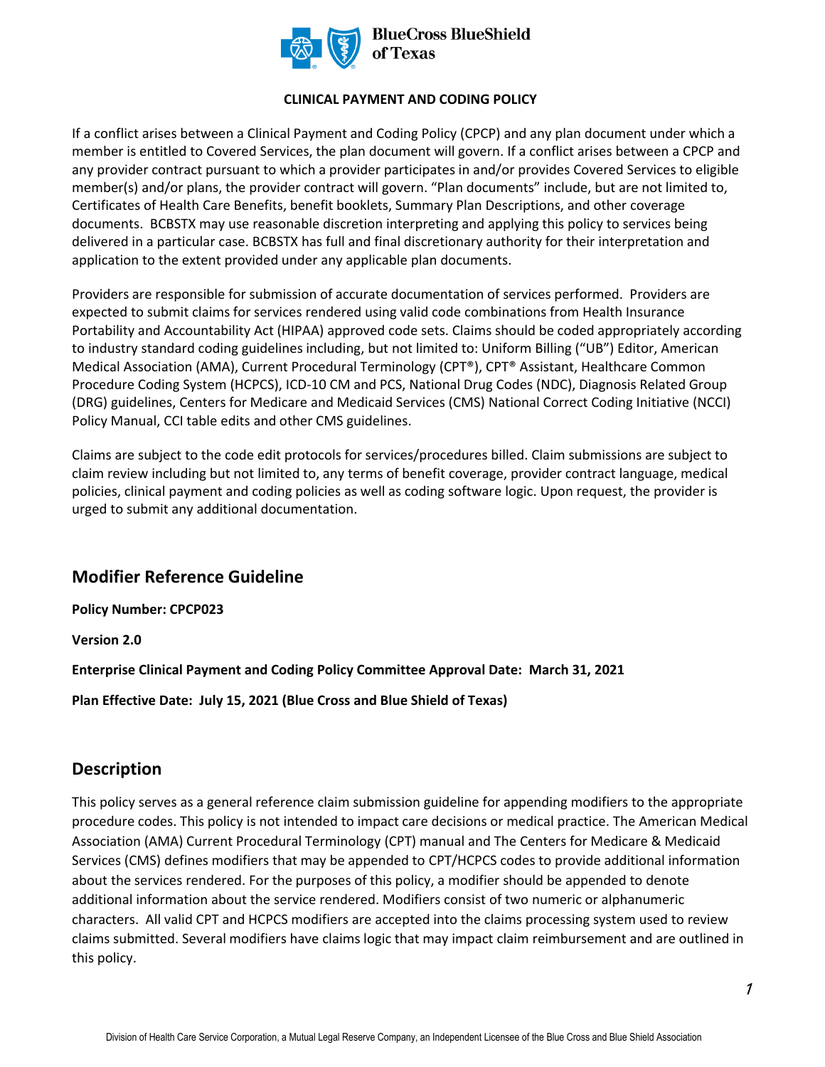**BlueCross BlueShield of Texas**

**CLINICAL PAYMENT AND CODING POLICY**

If a conflict arises between a Clinical Payment and Coding Policy (CPCP) and any plan document under which a member is entitled to Covered Services, the plan document will govern. If a conflict arises between a CPCP and any provider contract pursuant to which a provider participates in and/or provides Covered Services to eligible member(s) and/or plans, the provider contract will govern. "Plan documents" include, but are not limited to, Certificates of Health Care Benefits, benefit booklets, Summary Plan Descriptions, and other coverage documents. BCBSTX may use reasonable discretion interpreting and applying this policy to services being delivered in a particular case. BCBSTX has full and final discretionary authority for their interpretation and application to the extent provided under any applicable plan documents.

Providers are responsible for submission of accurate documentation of services performed. Providers are expected to submit claims for services rendered using valid code combinations from Health Insurance Portability and Accountability Act (HIPAA) approved code sets. Claims should be coded appropriately according to industry standard coding guidelines including, but not limited to: Uniform Billing ("UB") Editor, American Medical Association (AMA), Current Procedural Terminology (CPT®), CPT® Assistant, Healthcare Common Procedure Coding System (HCPCS), ICD-10 CM and PCS, National Drug Codes (NDC), Diagnosis Related Group (DRG) guidelines, Centers for Medicare and Medicaid Services (CMS) National Correct Coding Initiative (NCCI) Policy Manual, CCI table edits and other CMS guidelines.

Claims are subject to the code edit protocols for services/procedures billed. Claim submissions are subject to claim review including but not limited to, any terms of benefit coverage, provider contract language, medical policies, clinical payment and coding policies as well as coding software logic. Upon request, the provider is urged to submit any additional documentation.

## Modifier Reference Guideline

**Policy Number: CPCP023**

**Version 2.0**

**Enterprise Clinical Payment and Coding Policy Committee Approval Date: March 31, 2021**

**Plan Effective Date: July 15, 2021 (Blue Cross and Blue Shield of Texas)**

## Description

This policy serves as a general reference claim submission guideline for appending modifiers to the appropriate procedure codes. This policy is not intended to impact care decisions or medical practice. The American Medical Association (AMA) Current Procedural Terminology (CPT) manual and The Centers for Medicare & Medicaid Services (CMS) defines modifiers that may be appended to CPT/HCPCS codes to provide additional information about the services rendered. For the purposes of this policy, a modifier should be appended to denote additional information about the service rendered. Modifiers consist of two numeric or alphanumeric characters. All valid CPT and HCPCS modifiers are accepted into the claims processing system used to review claims submitted. Several modifiers have claims logic that may impact claim reimbursement and are outlined in this policy.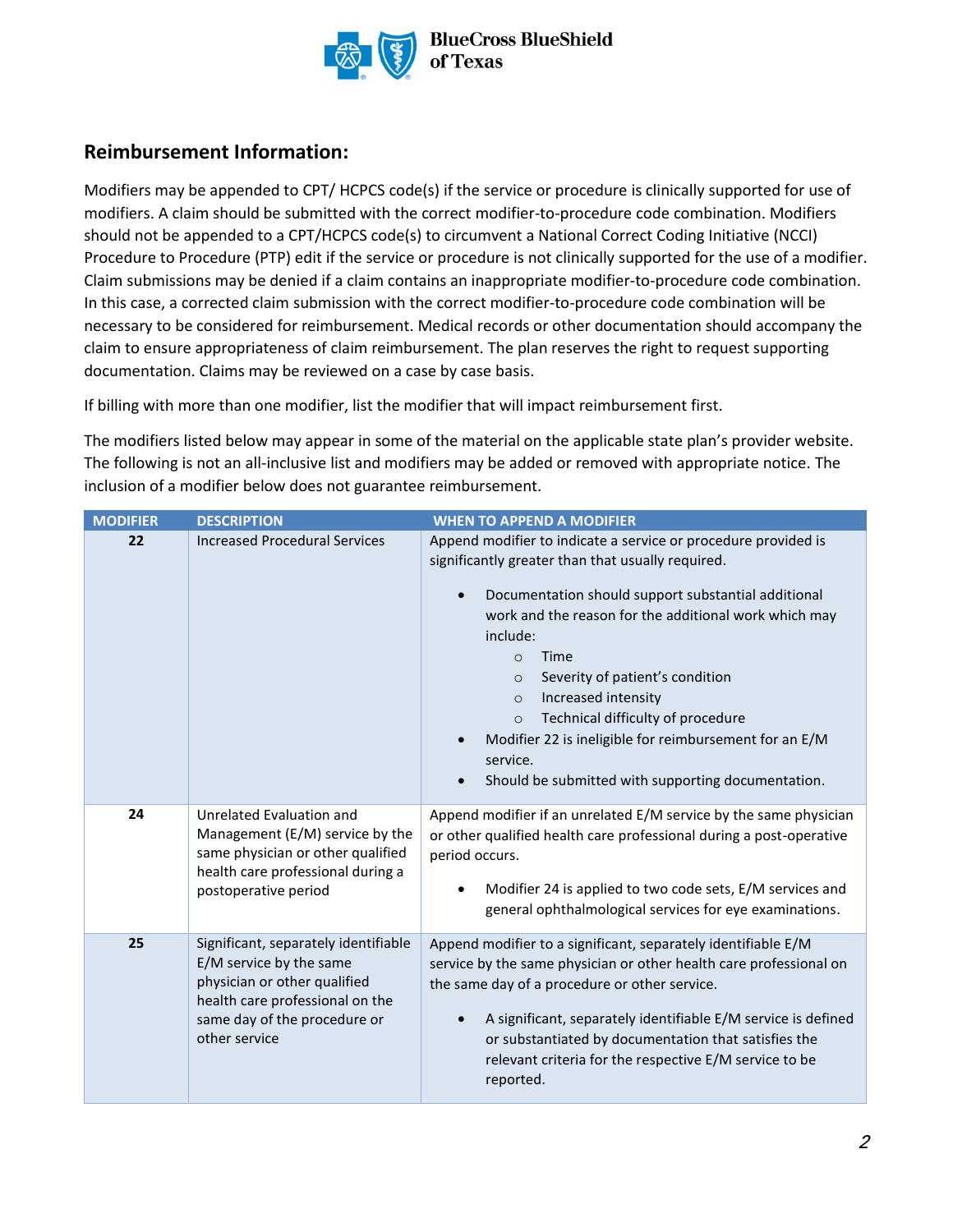## Reimbursement Information:

Modifiers may be appended to CPT/ HCPCS code(s) if the service or procedure is clinically supported for use of modifiers. A claim should be submitted with the correct modifier-to-procedure code combination. Modifiers should not be appended to a CPT/HCPCS code(s) to circumvent a National Correct Coding Initiative (NCCI) Procedure to Procedure (PTP) edit if the service or procedure is not clinically supported for the use of a modifier. Claim submissions may be denied if a claim contains an inappropriate modifier-to-procedure code combination. In this case, a corrected claim submission with the correct modifier-to-procedure code combination will be necessary to be considered for reimbursement. Medical records or other documentation should accompany the claim to ensure appropriateness of claim reimbursement. The plan reserves the right to request supporting documentation. Claims may be reviewed on a case by case basis.

If billing with more than one modifier, list the modifier that will impact reimbursement first.

The modifiers listed below may appear in some of the material on the applicable state plan's provider website. The following is not an all-inclusive list and modifiers may be added or removed with appropriate notice. The inclusion of a modifier below does not guarantee reimbursement.

| MODIFIER | DESCRIPTION | WHEN TO APPEND A MODIFIER |
|---|---|---|
| 22 | Increased Procedural Services | Append modifier to indicate a service or procedure provided is significantly greater than that usually required.<br>• Documentation should support substantial additional work and the reason for the additional work which may include:<br>&nbsp;&nbsp;○ Time<br>&nbsp;&nbsp;○ Severity of patient's condition<br>&nbsp;&nbsp;○ Increased intensity<br>&nbsp;&nbsp;○ Technical difficulty of procedure<br>• Modifier 22 is ineligible for reimbursement for an E/M service.<br>• Should be submitted with supporting documentation. |
| 24 | Unrelated Evaluation and Management (E/M) service by the same physician or other qualified health care professional during a postoperative period | Append modifier if an unrelated E/M service by the same physician or other qualified health care professional during a post-operative period occurs.<br>• Modifier 24 is applied to two code sets, E/M services and general ophthalmological services for eye examinations. |
| 25 | Significant, separately identifiable E/M service by the same physician or other qualified health care professional on the same day of the procedure or other service | Append modifier to a significant, separately identifiable E/M service by the same physician or other health care professional on the same day of a procedure or other service.<br>• A significant, separately identifiable E/M service is defined or substantiated by documentation that satisfies the relevant criteria for the respective E/M service to be reported. |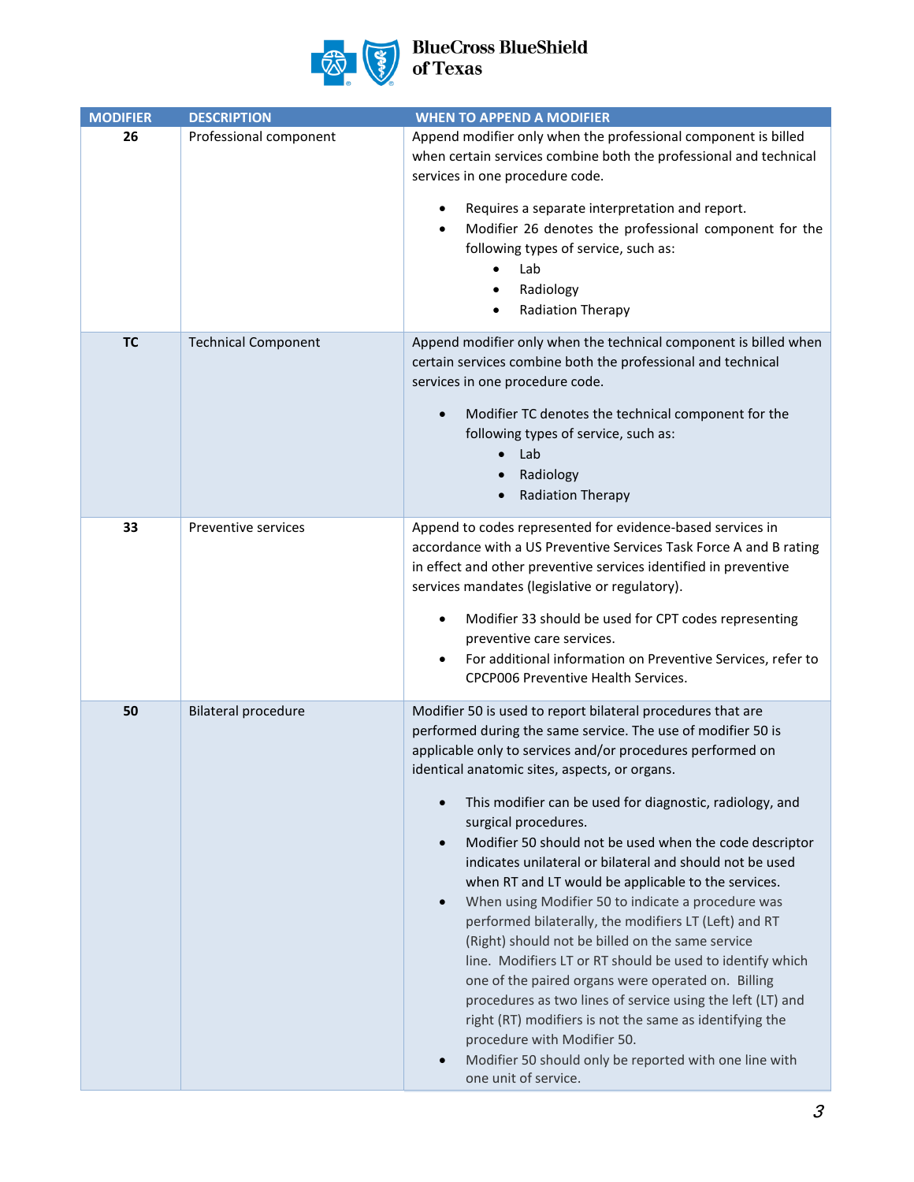| MODIFIER | DESCRIPTION | WHEN TO APPEND A MODIFIER |
|---|---|---|
| **26** | Professional component | Append modifier only when the professional component is billed when certain services combine both the professional and technical services in one procedure code.<br><br>• Requires a separate interpretation and report.<br>• Modifier 26 denotes the professional component for the following types of service, such as:<br>  ◦ Lab<br>  ◦ Radiology<br>  ◦ Radiation Therapy |
| **TC** | Technical Component | Append modifier only when the technical component is billed when certain services combine both the professional and technical services in one procedure code.<br><br>• Modifier TC denotes the technical component for the following types of service, such as:<br>  ◦ Lab<br>  ◦ Radiology<br>  ◦ Radiation Therapy |
| **33** | Preventive services | Append to codes represented for evidence-based services in accordance with a US Preventive Services Task Force A and B rating in effect and other preventive services identified in preventive services mandates (legislative or regulatory).<br><br>• Modifier 33 should be used for CPT codes representing preventive care services.<br>• For additional information on Preventive Services, refer to CPCP006 Preventive Health Services. |
| **50** | Bilateral procedure | Modifier 50 is used to report bilateral procedures that are performed during the same service. The use of modifier 50 is applicable only to services and/or procedures performed on identical anatomic sites, aspects, or organs.<br><br>• This modifier can be used for diagnostic, radiology, and surgical procedures.<br>• Modifier 50 should not be used when the code descriptor indicates unilateral or bilateral and should not be used when RT and LT would be applicable to the services.<br>• When using Modifier 50 to indicate a procedure was performed bilaterally, the modifiers LT (Left) and RT (Right) should not be billed on the same service line. Modifiers LT or RT should be used to identify which one of the paired organs were operated on. Billing procedures as two lines of service using the left (LT) and right (RT) modifiers is not the same as identifying the procedure with Modifier 50.<br>• Modifier 50 should only be reported with one line with one unit of service. |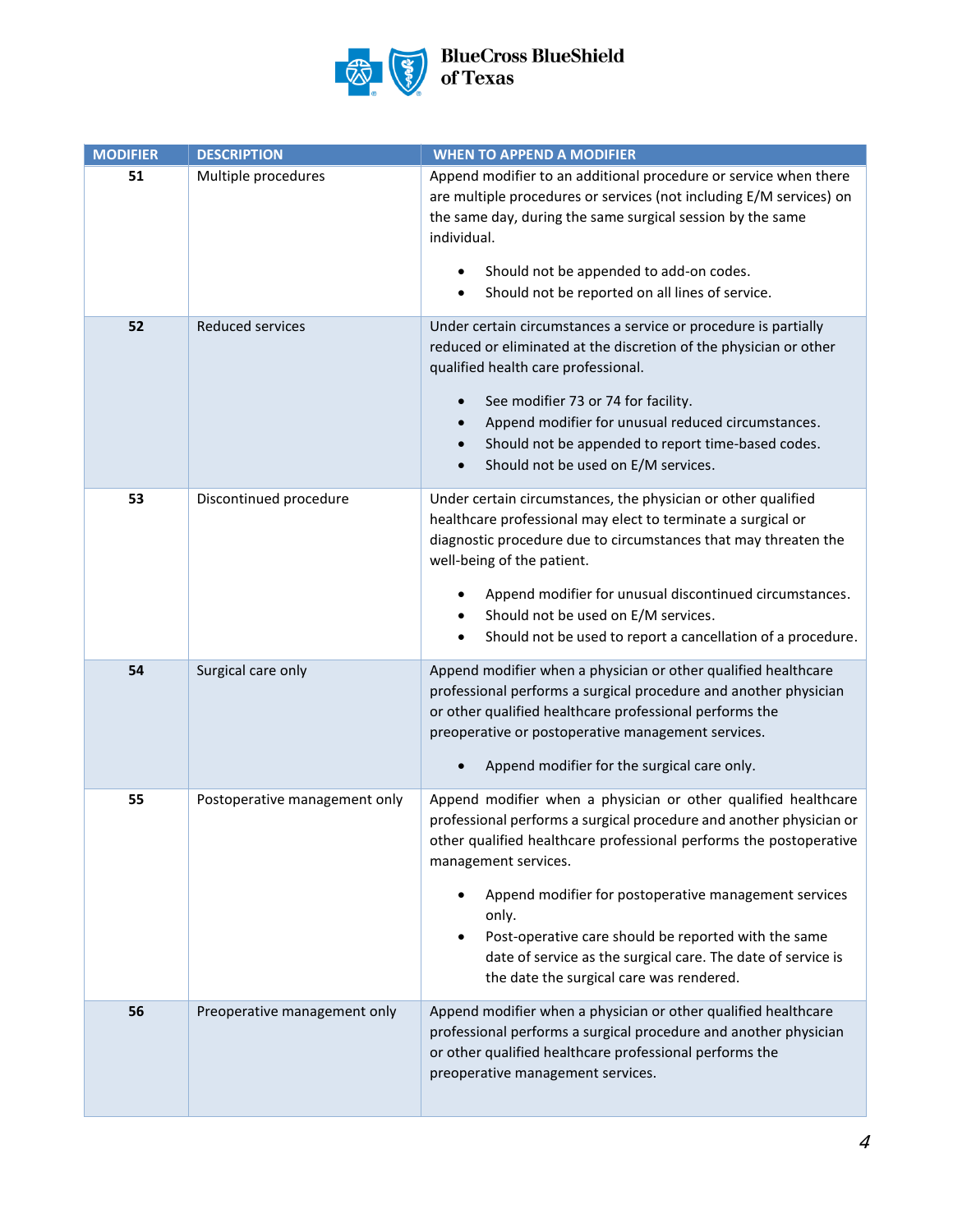| MODIFIER | DESCRIPTION | WHEN TO APPEND A MODIFIER |
|---|---|---|
| 51 | Multiple procedures | Append modifier to an additional procedure or service when there are multiple procedures or services (not including E/M services) on the same day, during the same surgical session by the same individual.<br><br>• Should not be appended to add-on codes.<br>• Should not be reported on all lines of service. |
| 52 | Reduced services | Under certain circumstances a service or procedure is partially reduced or eliminated at the discretion of the physician or other qualified health care professional.<br><br>• See modifier 73 or 74 for facility.<br>• Append modifier for unusual reduced circumstances.<br>• Should not be appended to report time-based codes.<br>• Should not be used on E/M services. |
| 53 | Discontinued procedure | Under certain circumstances, the physician or other qualified healthcare professional may elect to terminate a surgical or diagnostic procedure due to circumstances that may threaten the well-being of the patient.<br><br>• Append modifier for unusual discontinued circumstances.<br>• Should not be used on E/M services.<br>• Should not be used to report a cancellation of a procedure. |
| 54 | Surgical care only | Append modifier when a physician or other qualified healthcare professional performs a surgical procedure and another physician or other qualified healthcare professional performs the preoperative or postoperative management services.<br><br>• Append modifier for the surgical care only. |
| 55 | Postoperative management only | Append modifier when a physician or other qualified healthcare professional performs a surgical procedure and another physician or other qualified healthcare professional performs the postoperative management services.<br><br>• Append modifier for postoperative management services only.<br>• Post-operative care should be reported with the same date of service as the surgical care. The date of service is the date the surgical care was rendered. |
| 56 | Preoperative management only | Append modifier when a physician or other qualified healthcare professional performs a surgical procedure and another physician or other qualified healthcare professional performs the preoperative management services. |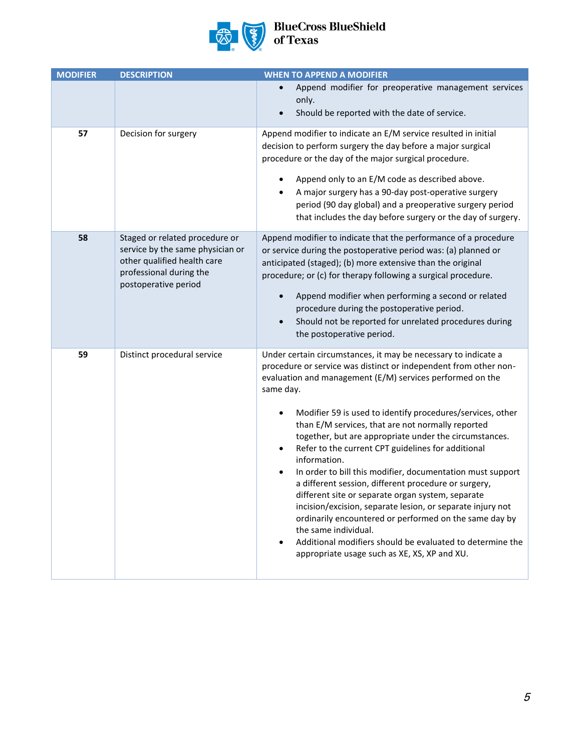| MODIFIER | DESCRIPTION | WHEN TO APPEND A MODIFIER |
|---|---|---|
| | | • Append modifier for preoperative management services only.<br>• Should be reported with the date of service. |
| **57** | Decision for surgery | Append modifier to indicate an E/M service resulted in initial decision to perform surgery the day before a major surgical procedure or the day of the major surgical procedure.<br>• Append only to an E/M code as described above.<br>• A major surgery has a 90-day post-operative surgery period (90 day global) and a preoperative surgery period that includes the day before surgery or the day of surgery. |
| **58** | Staged or related procedure or service by the same physician or other qualified health care professional during the postoperative period | Append modifier to indicate that the performance of a procedure or service during the postoperative period was: (a) planned or anticipated (staged); (b) more extensive than the original procedure; or (c) for therapy following a surgical procedure.<br>• Append modifier when performing a second or related procedure during the postoperative period.<br>• Should not be reported for unrelated procedures during the postoperative period. |
| **59** | Distinct procedural service | Under certain circumstances, it may be necessary to indicate a procedure or service was distinct or independent from other non-evaluation and management (E/M) services performed on the same day.<br>• Modifier 59 is used to identify procedures/services, other than E/M services, that are not normally reported together, but are appropriate under the circumstances.<br>• Refer to the current CPT guidelines for additional information.<br>• In order to bill this modifier, documentation must support a different session, different procedure or surgery, different site or separate organ system, separate incision/excision, separate lesion, or separate injury not ordinarily encountered or performed on the same day by the same individual.<br>• Additional modifiers should be evaluated to determine the appropriate usage such as XE, XS, XP and XU. |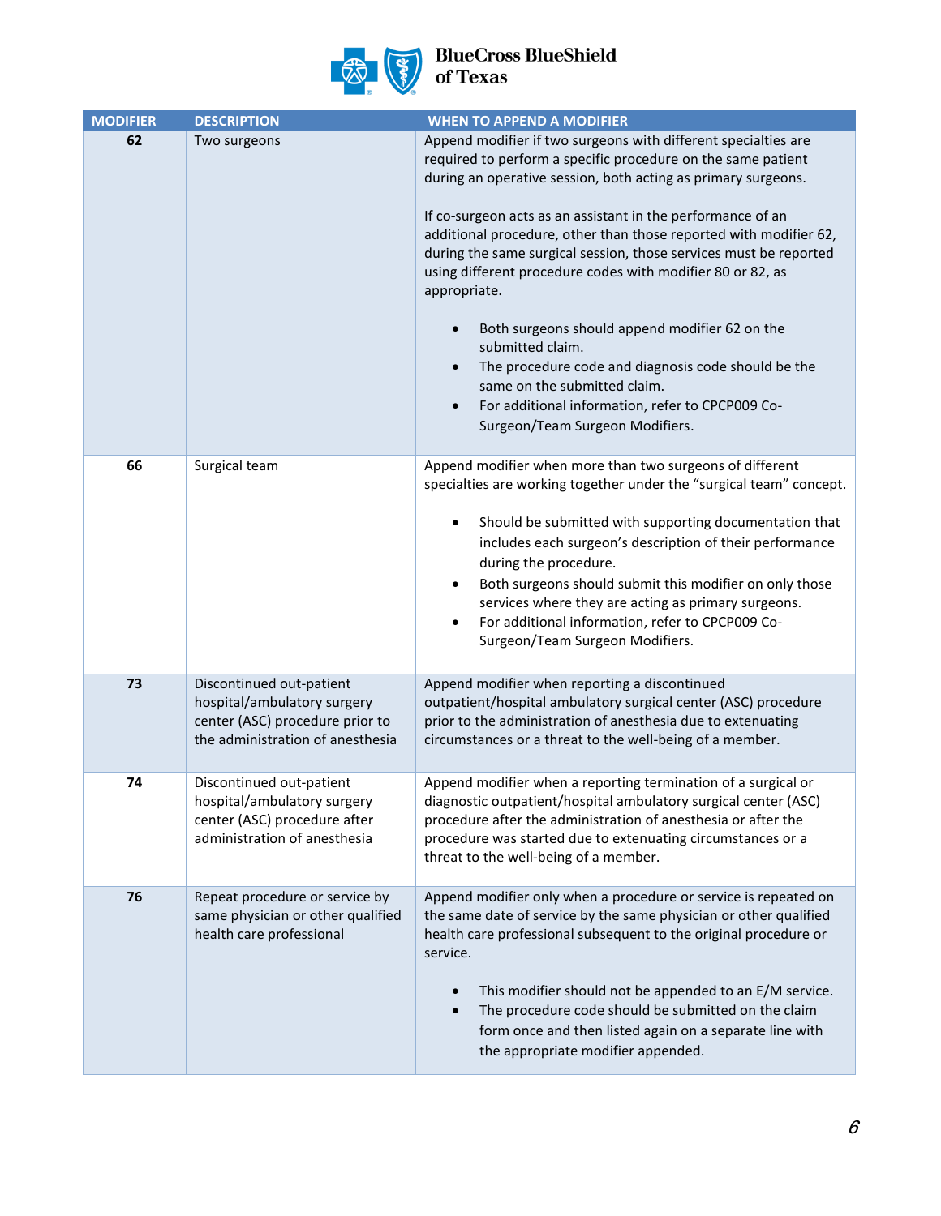| MODIFIER | DESCRIPTION | WHEN TO APPEND A MODIFIER |
|---|---|---|
| **62** | Two surgeons | Append modifier if two surgeons with different specialties are required to perform a specific procedure on the same patient during an operative session, both acting as primary surgeons.<br><br>If co-surgeon acts as an assistant in the performance of an additional procedure, other than those reported with modifier 62, during the same surgical session, those services must be reported using different procedure codes with modifier 80 or 82, as appropriate.<br><br>• Both surgeons should append modifier 62 on the submitted claim.<br>• The procedure code and diagnosis code should be the same on the submitted claim.<br>• For additional information, refer to CPCP009 Co-Surgeon/Team Surgeon Modifiers. |
| **66** | Surgical team | Append modifier when more than two surgeons of different specialties are working together under the "surgical team" concept.<br><br>• Should be submitted with supporting documentation that includes each surgeon's description of their performance during the procedure.<br>• Both surgeons should submit this modifier on only those services where they are acting as primary surgeons.<br>• For additional information, refer to CPCP009 Co-Surgeon/Team Surgeon Modifiers. |
| **73** | Discontinued out-patient hospital/ambulatory surgery center (ASC) procedure prior to the administration of anesthesia | Append modifier when reporting a discontinued outpatient/hospital ambulatory surgical center (ASC) procedure prior to the administration of anesthesia due to extenuating circumstances or a threat to the well-being of a member. |
| **74** | Discontinued out-patient hospital/ambulatory surgery center (ASC) procedure after administration of anesthesia | Append modifier when a reporting termination of a surgical or diagnostic outpatient/hospital ambulatory surgical center (ASC) procedure after the administration of anesthesia or after the procedure was started due to extenuating circumstances or a threat to the well-being of a member. |
| **76** | Repeat procedure or service by same physician or other qualified health care professional | Append modifier only when a procedure or service is repeated on the same date of service by the same physician or other qualified health care professional subsequent to the original procedure or service.<br><br>• This modifier should not be appended to an E/M service.<br>• The procedure code should be submitted on the claim form once and then listed again on a separate line with the appropriate modifier appended. |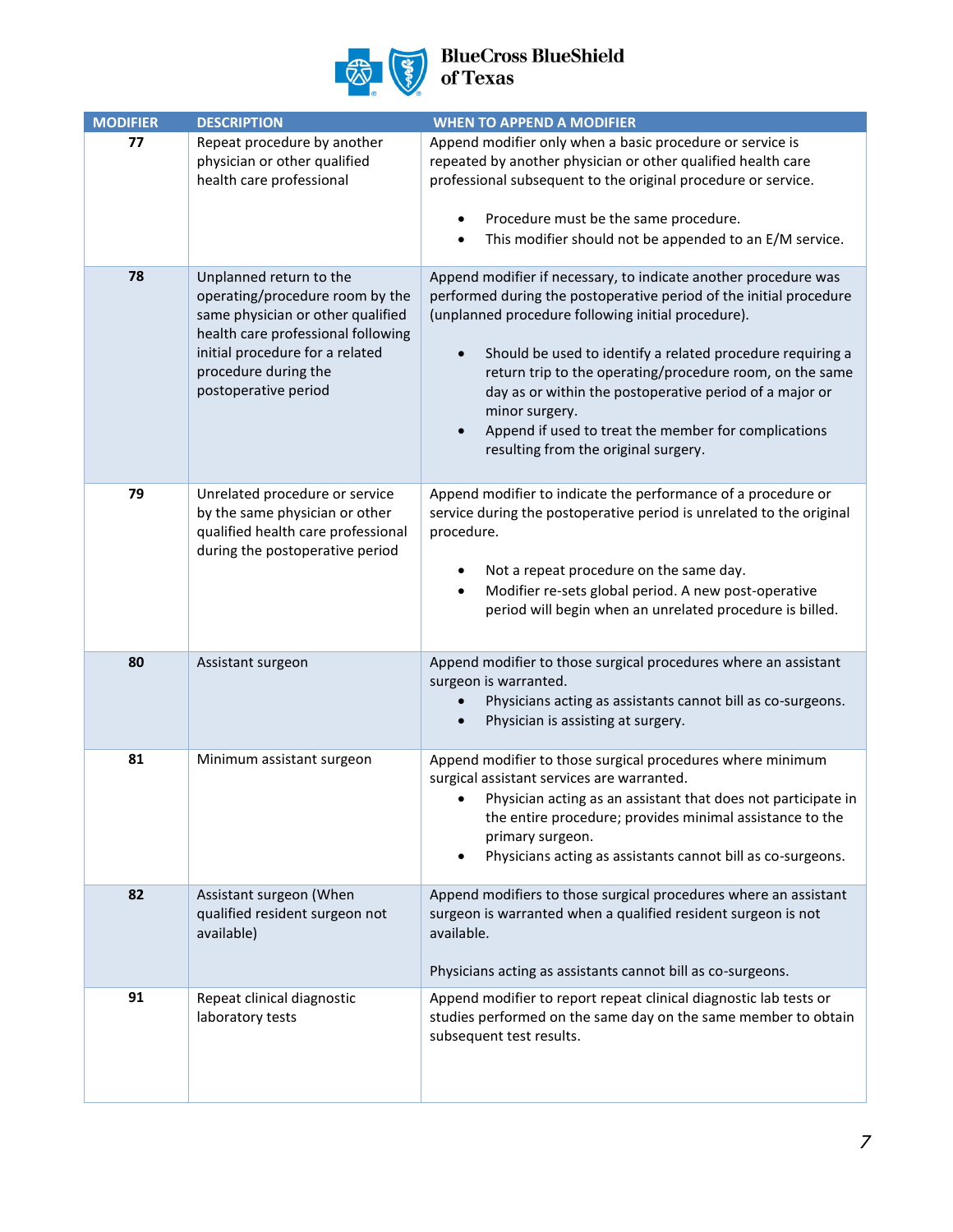| MODIFIER | DESCRIPTION | WHEN TO APPEND A MODIFIER |
|---|---|---|
| **77** | Repeat procedure by another physician or other qualified health care professional | Append modifier only when a basic procedure or service is repeated by another physician or other qualified health care professional subsequent to the original procedure or service.<br><br>• Procedure must be the same procedure.<br>• This modifier should not be appended to an E/M service. |
| **78** | Unplanned return to the operating/procedure room by the same physician or other qualified health care professional following initial procedure for a related procedure during the postoperative period | Append modifier if necessary, to indicate another procedure was performed during the postoperative period of the initial procedure (unplanned procedure following initial procedure).<br><br>• Should be used to identify a related procedure requiring a return trip to the operating/procedure room, on the same day as or within the postoperative period of a major or minor surgery.<br>• Append if used to treat the member for complications resulting from the original surgery. |
| **79** | Unrelated procedure or service by the same physician or other qualified health care professional during the postoperative period | Append modifier to indicate the performance of a procedure or service during the postoperative period is unrelated to the original procedure.<br><br>• Not a repeat procedure on the same day.<br>• Modifier re-sets global period. A new post-operative period will begin when an unrelated procedure is billed. |
| **80** | Assistant surgeon | Append modifier to those surgical procedures where an assistant surgeon is warranted.<br>• Physicians acting as assistants cannot bill as co-surgeons.<br>• Physician is assisting at surgery. |
| **81** | Minimum assistant surgeon | Append modifier to those surgical procedures where minimum surgical assistant services are warranted.<br>• Physician acting as an assistant that does not participate in the entire procedure; provides minimal assistance to the primary surgeon.<br>• Physicians acting as assistants cannot bill as co-surgeons. |
| **82** | Assistant surgeon (When qualified resident surgeon not available) | Append modifiers to those surgical procedures where an assistant surgeon is warranted when a qualified resident surgeon is not available.<br><br>Physicians acting as assistants cannot bill as co-surgeons. |
| **91** | Repeat clinical diagnostic laboratory tests | Append modifier to report repeat clinical diagnostic lab tests or studies performed on the same day on the same member to obtain subsequent test results. |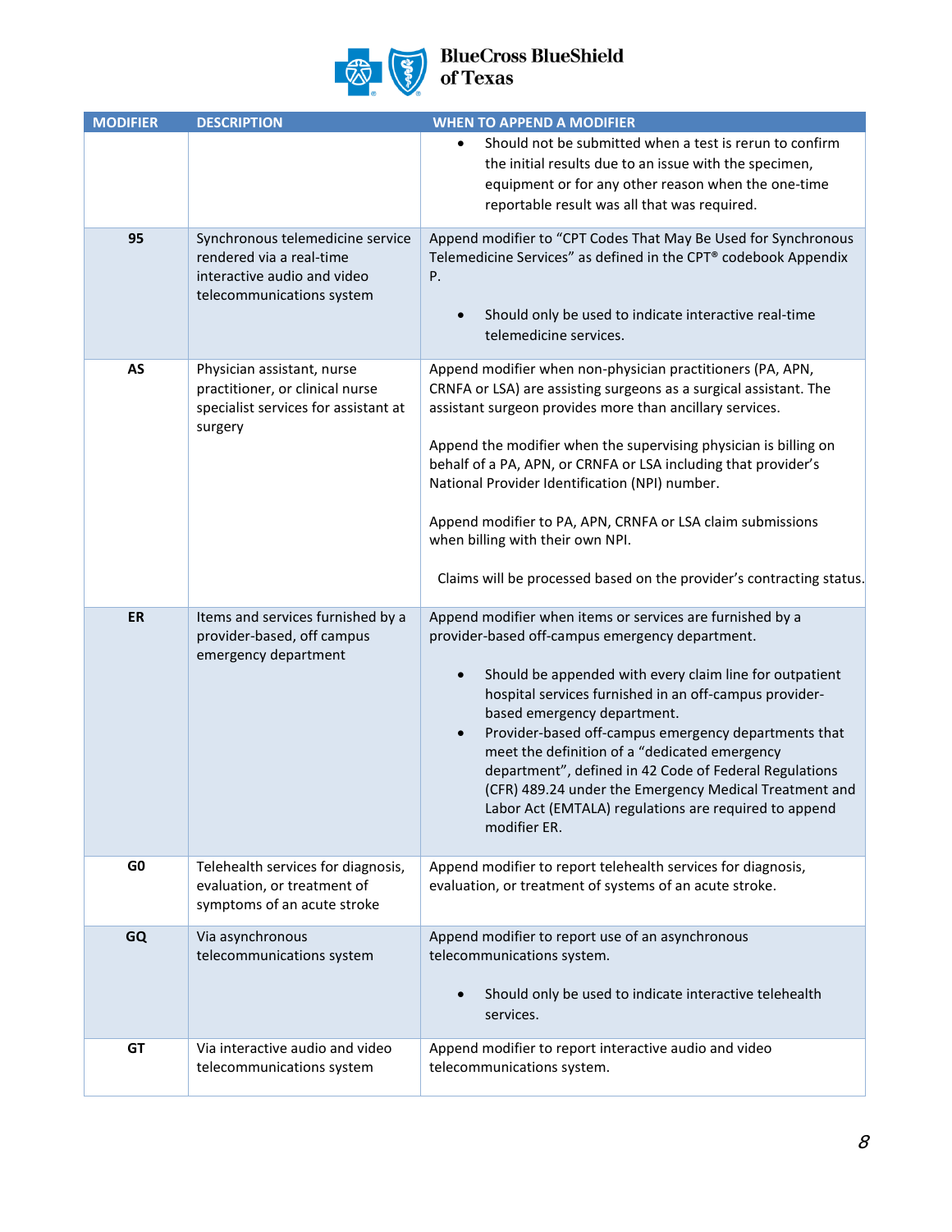| MODIFIER | DESCRIPTION | WHEN TO APPEND A MODIFIER |
|---|---|---|
| | | • Should not be submitted when a test is rerun to confirm the initial results due to an issue with the specimen, equipment or for any other reason when the one-time reportable result was all that was required. |
| 95 | Synchronous telemedicine service rendered via a real-time interactive audio and video telecommunications system | Append modifier to "CPT Codes That May Be Used for Synchronous Telemedicine Services" as defined in the CPT® codebook Appendix P.<br><br>• Should only be used to indicate interactive real-time telemedicine services. |
| AS | Physician assistant, nurse practitioner, or clinical nurse specialist services for assistant at surgery | Append modifier when non-physician practitioners (PA, APN, CRNFA or LSA) are assisting surgeons as a surgical assistant. The assistant surgeon provides more than ancillary services.<br><br>Append the modifier when the supervising physician is billing on behalf of a PA, APN, or CRNFA or LSA including that provider's National Provider Identification (NPI) number.<br><br>Append modifier to PA, APN, CRNFA or LSA claim submissions when billing with their own NPI.<br><br>Claims will be processed based on the provider's contracting status. |
| ER | Items and services furnished by a provider-based, off campus emergency department | Append modifier when items or services are furnished by a provider-based off-campus emergency department.<br><br>• Should be appended with every claim line for outpatient hospital services furnished in an off-campus provider-based emergency department.<br>• Provider-based off-campus emergency departments that meet the definition of a "dedicated emergency department", defined in 42 Code of Federal Regulations (CFR) 489.24 under the Emergency Medical Treatment and Labor Act (EMTALA) regulations are required to append modifier ER. |
| G0 | Telehealth services for diagnosis, evaluation, or treatment of symptoms of an acute stroke | Append modifier to report telehealth services for diagnosis, evaluation, or treatment of systems of an acute stroke. |
| GQ | Via asynchronous telecommunications system | Append modifier to report use of an asynchronous telecommunications system.<br><br>• Should only be used to indicate interactive telehealth services. |
| GT | Via interactive audio and video telecommunications system | Append modifier to report interactive audio and video telecommunications system. |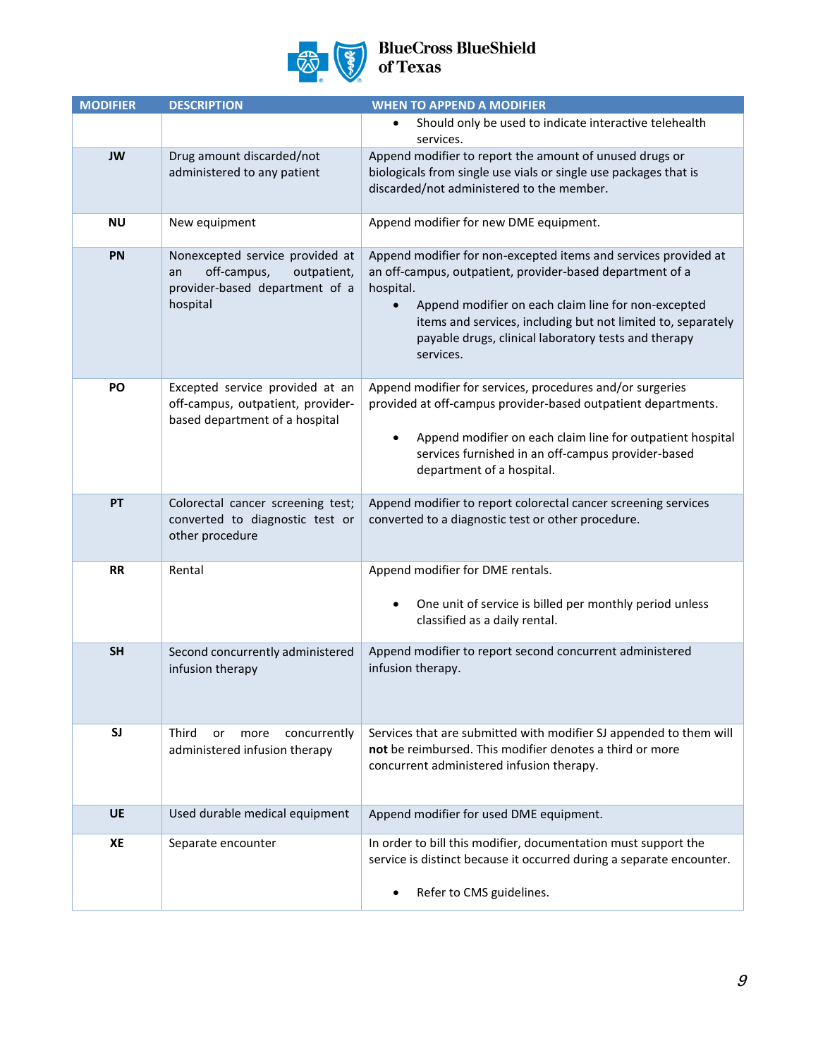| MODIFIER | DESCRIPTION | WHEN TO APPEND A MODIFIER |
|---|---|---|
| | | • Should only be used to indicate interactive telehealth services. |
| **JW** | Drug amount discarded/not administered to any patient | Append modifier to report the amount of unused drugs or biologicals from single use vials or single use packages that is discarded/not administered to the member. |
| **NU** | New equipment | Append modifier for new DME equipment. |
| **PN** | Nonexcepted service provided at an off-campus, outpatient, provider-based department of a hospital | Append modifier for non-excepted items and services provided at an off-campus, outpatient, provider-based department of a hospital.<br>• Append modifier on each claim line for non-excepted items and services, including but not limited to, separately payable drugs, clinical laboratory tests and therapy services. |
| **PO** | Excepted service provided at an off-campus, outpatient, provider-based department of a hospital | Append modifier for services, procedures and/or surgeries provided at off-campus provider-based outpatient departments.<br>• Append modifier on each claim line for outpatient hospital services furnished in an off-campus provider-based department of a hospital. |
| **PT** | Colorectal cancer screening test; converted to diagnostic test or other procedure | Append modifier to report colorectal cancer screening services converted to a diagnostic test or other procedure. |
| **RR** | Rental | Append modifier for DME rentals.<br>• One unit of service is billed per monthly period unless classified as a daily rental. |
| **SH** | Second concurrently administered infusion therapy | Append modifier to report second concurrent administered infusion therapy. |
| **SJ** | Third or more concurrently administered infusion therapy | Services that are submitted with modifier SJ appended to them will **not** be reimbursed. This modifier denotes a third or more concurrent administered infusion therapy. |
| **UE** | Used durable medical equipment | Append modifier for used DME equipment. |
| **XE** | Separate encounter | In order to bill this modifier, documentation must support the service is distinct because it occurred during a separate encounter.<br>• Refer to CMS guidelines. |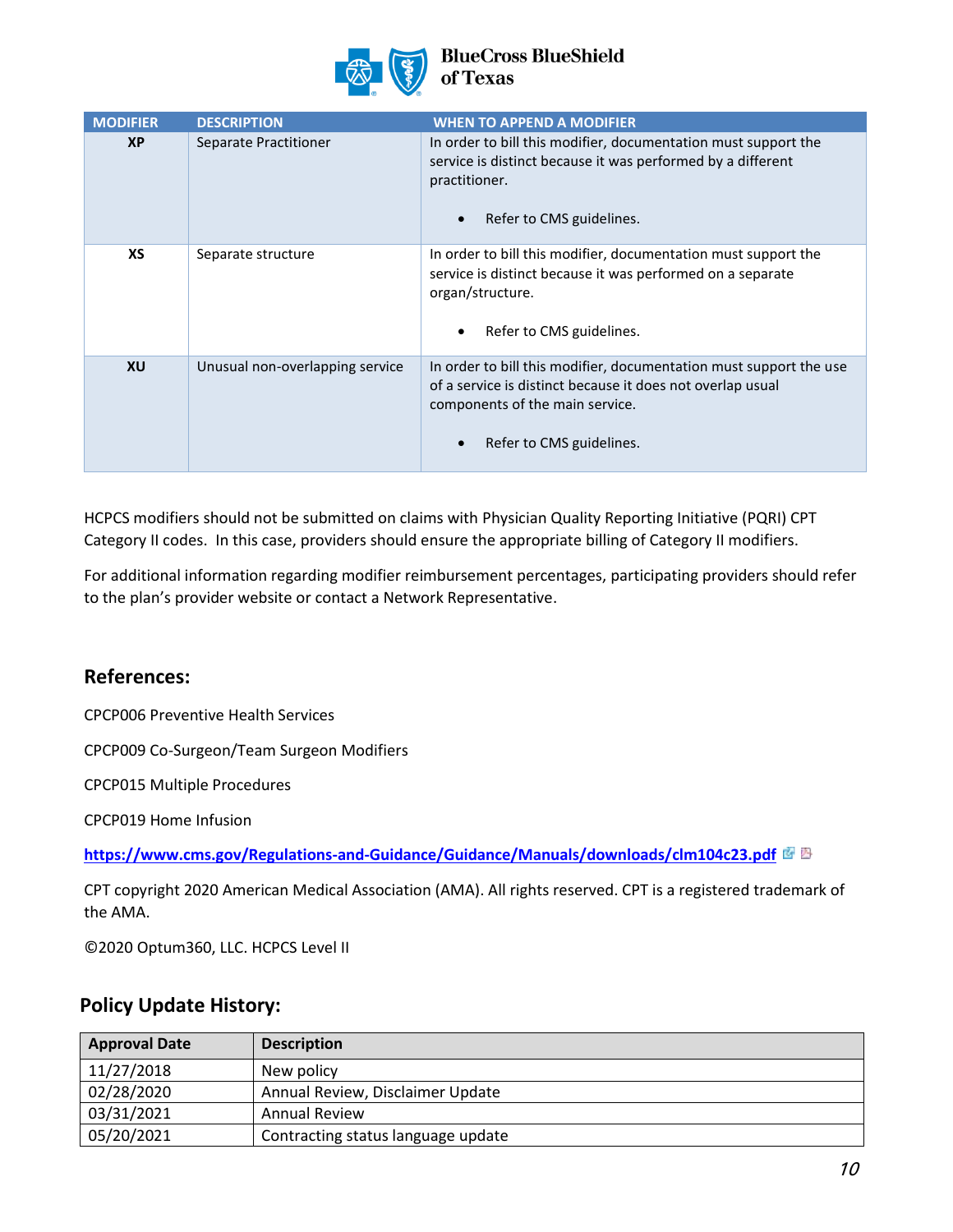| MODIFIER | DESCRIPTION | WHEN TO APPEND A MODIFIER |
|---|---|---|
| **XP** | Separate Practitioner | In order to bill this modifier, documentation must support the service is distinct because it was performed by a different practitioner. • Refer to CMS guidelines. |
| **XS** | Separate structure | In order to bill this modifier, documentation must support the service is distinct because it was performed on a separate organ/structure. • Refer to CMS guidelines. |
| **XU** | Unusual non-overlapping service | In order to bill this modifier, documentation must support the use of a service is distinct because it does not overlap usual components of the main service. • Refer to CMS guidelines. |

HCPCS modifiers should not be submitted on claims with Physician Quality Reporting Initiative (PQRI) CPT Category II codes. In this case, providers should ensure the appropriate billing of Category II modifiers.

For additional information regarding modifier reimbursement percentages, participating providers should refer to the plan's provider website or contact a Network Representative.

## References:

CPCP006 Preventive Health Services

CPCP009 Co-Surgeon/Team Surgeon Modifiers

CPCP015 Multiple Procedures

CPCP019 Home Infusion

**https://www.cms.gov/Regulations-and-Guidance/Guidance/Manuals/downloads/clm104c23.pdf**

CPT copyright 2020 American Medical Association (AMA). All rights reserved. CPT is a registered trademark of the AMA.

©2020 Optum360, LLC. HCPCS Level II

## Policy Update History:

| Approval Date | Description |
|---|---|
| 11/27/2018 | New policy |
| 02/28/2020 | Annual Review, Disclaimer Update |
| 03/31/2021 | Annual Review |
| 05/20/2021 | Contracting status language update |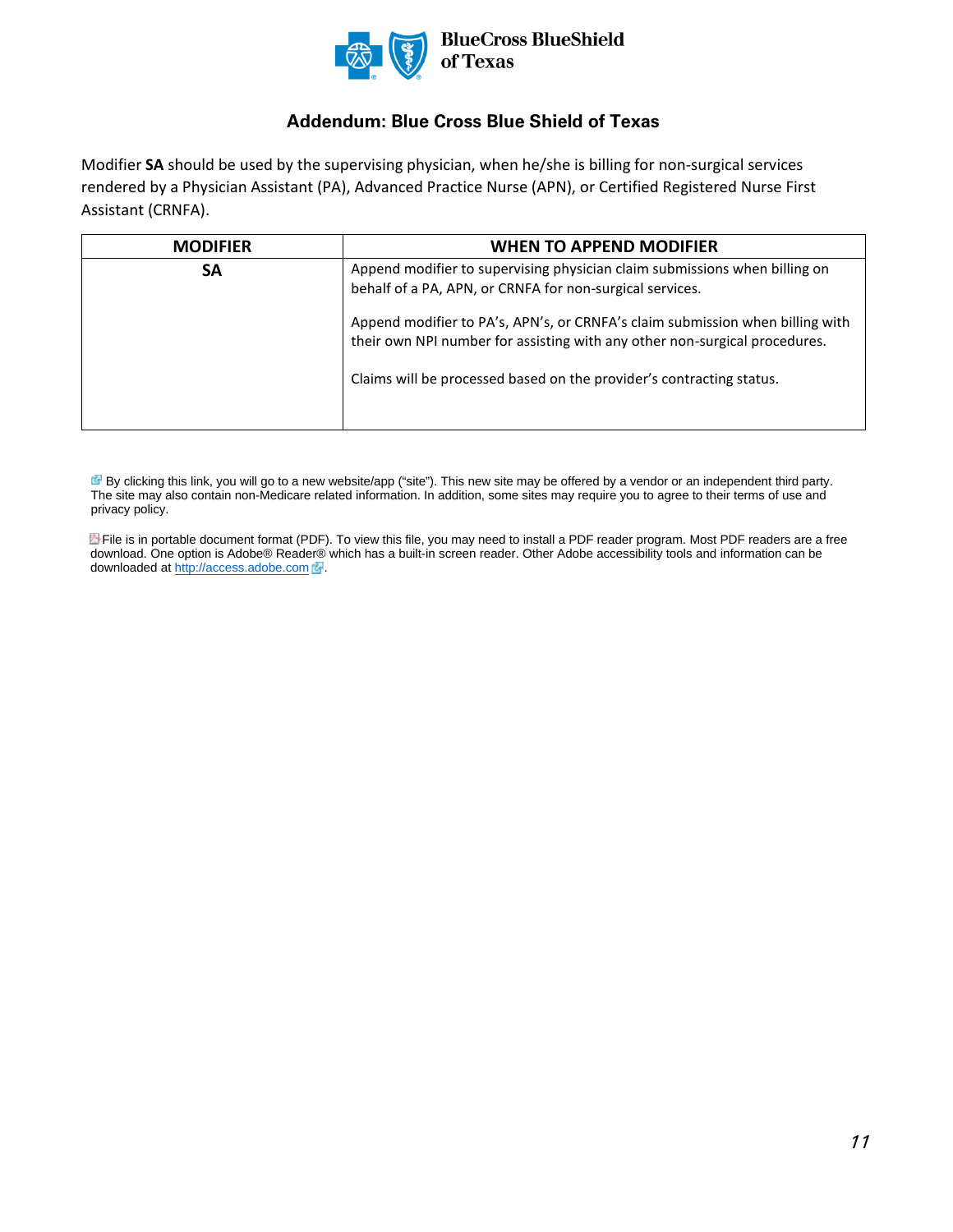## Addendum: Blue Cross Blue Shield of Texas

Modifier **SA** should be used by the supervising physician, when he/she is billing for non-surgical services rendered by a Physician Assistant (PA), Advanced Practice Nurse (APN), or Certified Registered Nurse First Assistant (CRNFA).

| MODIFIER | WHEN TO APPEND MODIFIER |
|---|---|
| **SA** | Append modifier to supervising physician claim submissions when billing on behalf of a PA, APN, or CRNFA for non-surgical services.<br><br>Append modifier to PA's, APN's, or CRNFA's claim submission when billing with their own NPI number for assisting with any other non-surgical procedures.<br><br>Claims will be processed based on the provider's contracting status. |

By clicking this link, you will go to a new website/app ("site"). This new site may be offered by a vendor or an independent third party. The site may also contain non-Medicare related information. In addition, some sites may require you to agree to their terms of use and privacy policy.

File is in portable document format (PDF). To view this file, you may need to install a PDF reader program. Most PDF readers are a free download. One option is Adobe® Reader® which has a built-in screen reader. Other Adobe accessibility tools and information can be downloaded at http://access.adobe.com.